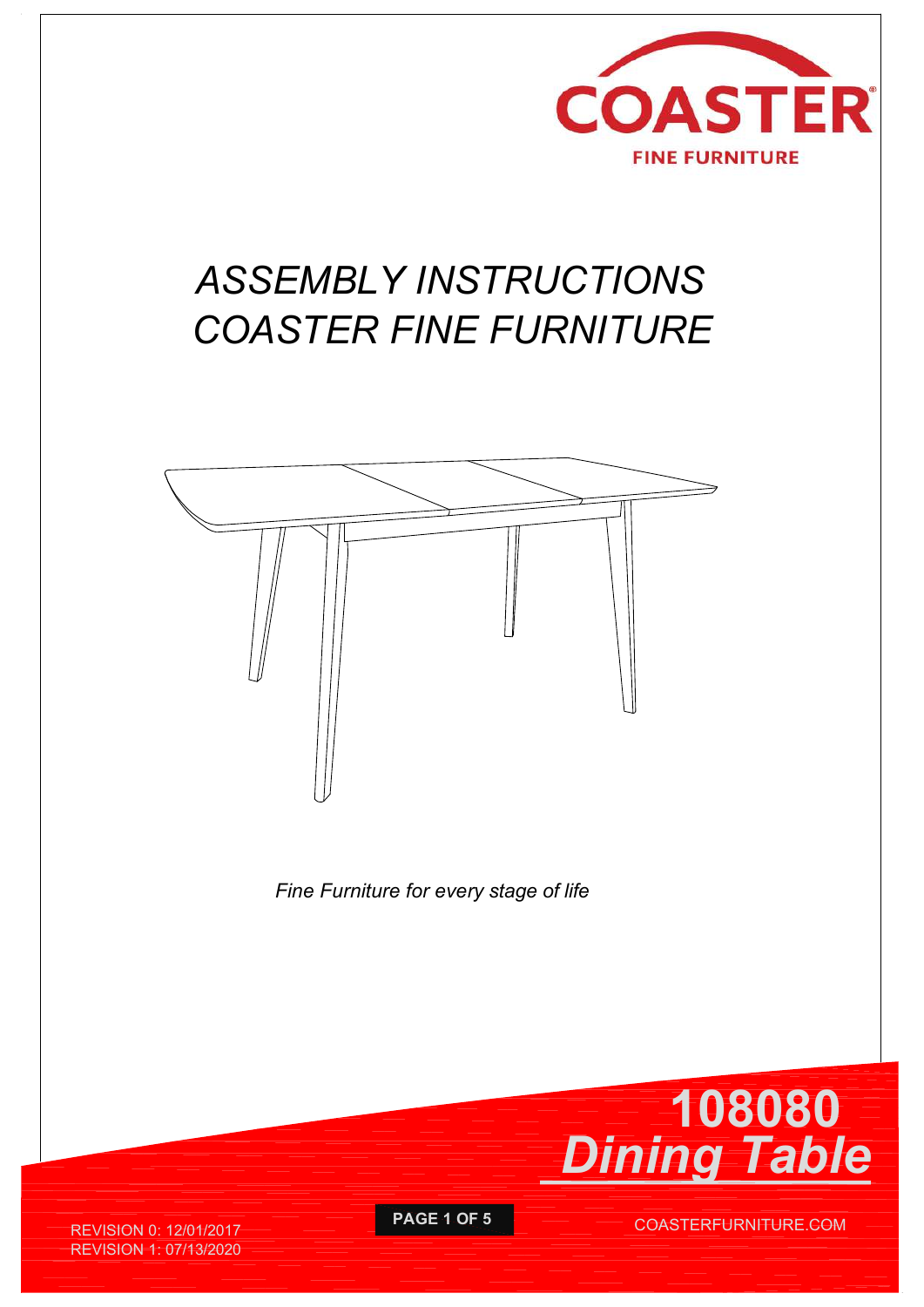COASTER

FINE FURNITURE

# *ASSEMBLY INSTRUCTIONS*
# *COASTER FINE FURNITURE*

*Fine Furniture for every stage of life*

## 108080
## *Dining Table*

REVISION 0: 12/01/2017
REVISION 1: 07/13/2020

COASTERFURNITURE.COM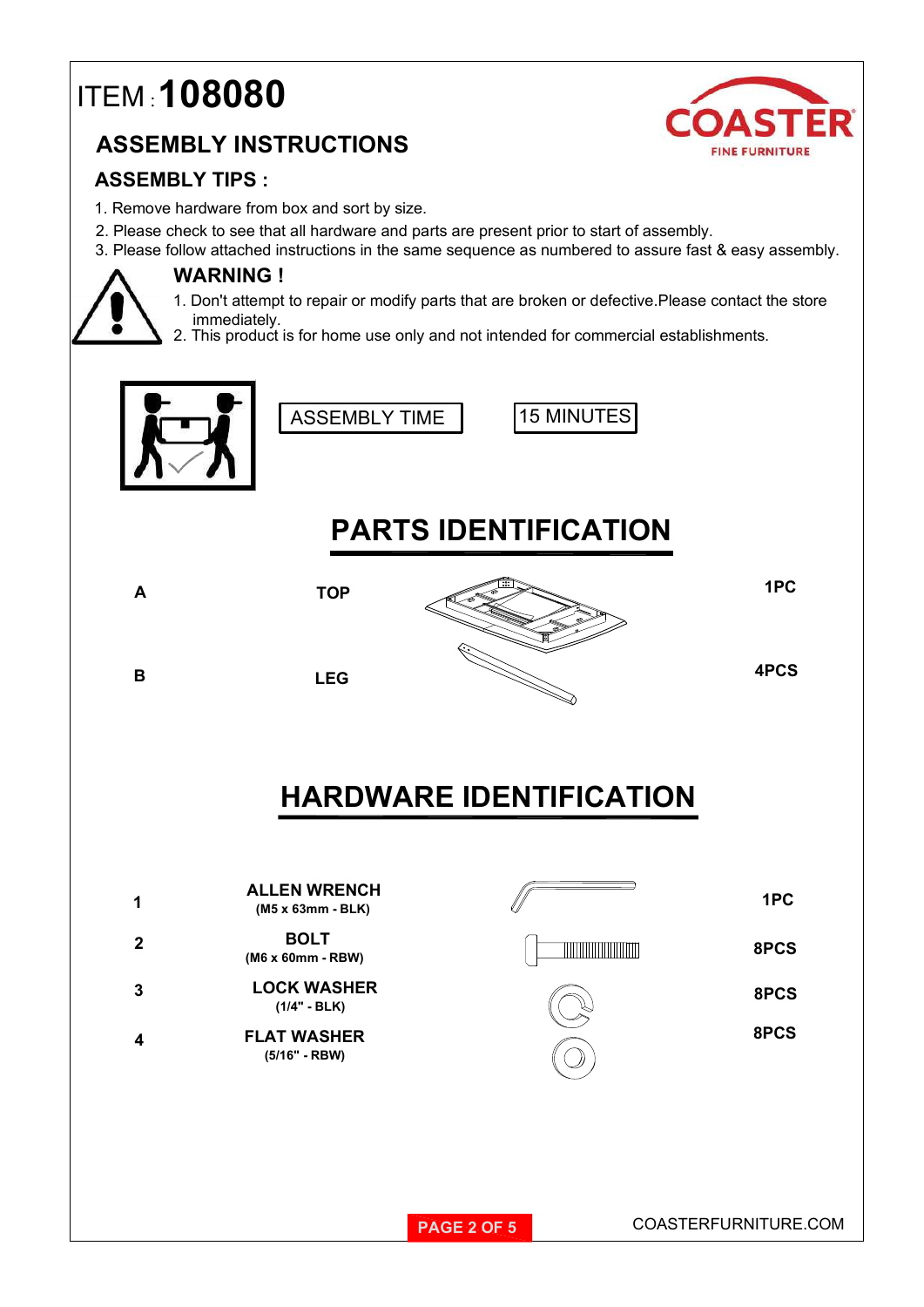# ITEM : 108080

COASTER
FINE FURNITURE

## ASSEMBLY INSTRUCTIONS

### ASSEMBLY TIPS :

1. Remove hardware from box and sort by size.
2. Please check to see that all hardware and parts are present prior to start of assembly.
3. Please follow attached instructions in the same sequence as numbered to assure fast & easy assembly.

### WARNING !

1. Don't attempt to repair or modify parts that are broken or defective.Please contact the store immediately.
2. This product is for home use only and not intended for commercial establishments.

ASSEMBLY TIME | 15 MINUTES

## PARTS IDENTIFICATION

| | | |
|---|---|---|
| A | TOP | 1PC |
| B | LEG | 4PCS |

## HARDWARE IDENTIFICATION

| | | |
|---|---|---|
| 1 | ALLEN WRENCH (M5 x 63mm - BLK) | 1PC |
| 2 | BOLT (M6 x 60mm - RBW) | 8PCS |
| 3 | LOCK WASHER (1/4" - BLK) | 8PCS |
| 4 | FLAT WASHER (5/16" - RBW) | 8PCS |

COASTERFURNITURE.COM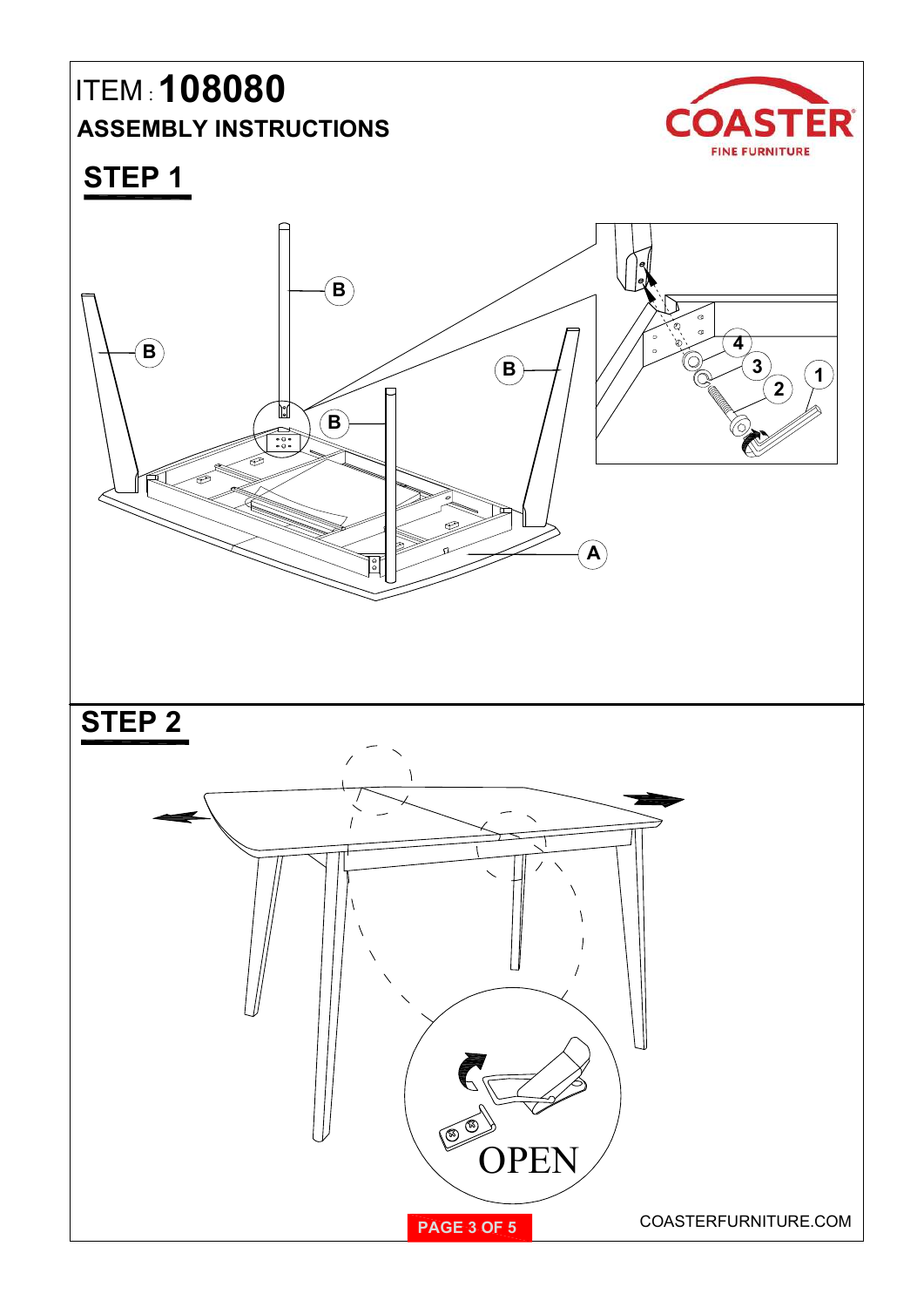ITEM : **108080**

**ASSEMBLY INSTRUCTIONS**

COASTER FINE FURNITURE

## STEP 1

B

B

B

B

A

4

3

2

1

## STEP 2

OPEN

COASTERFURNITURE.COM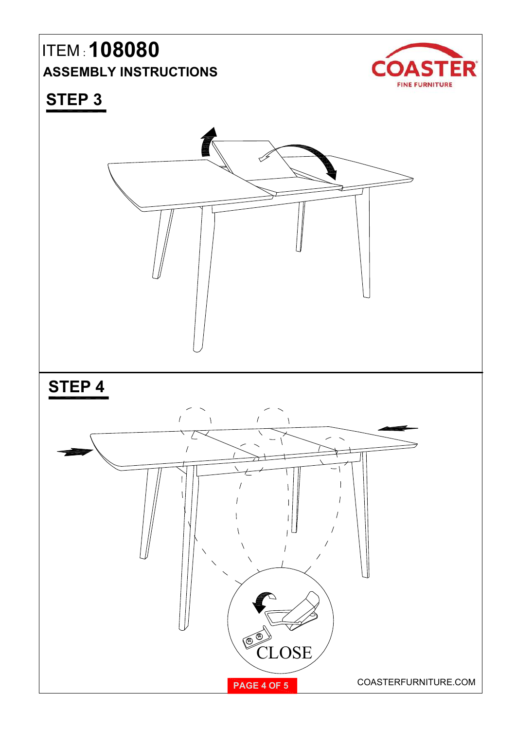ITEM : **108080**

**ASSEMBLY INSTRUCTIONS**

## STEP 3

## STEP 4

CLOSE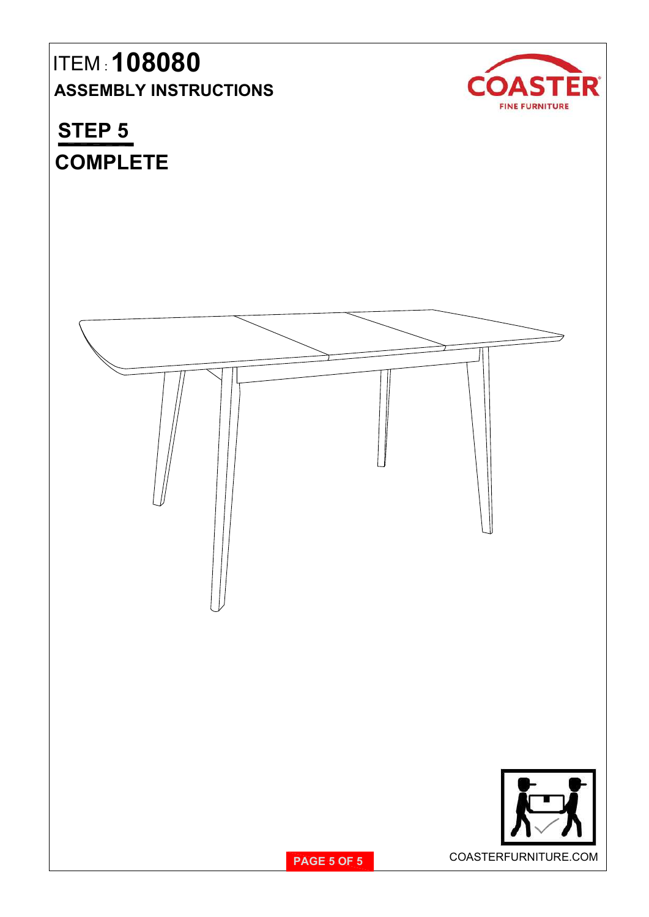ITEM : **108080**

**ASSEMBLY INSTRUCTIONS**

COASTER FINE FURNITURE

## STEP 5

## COMPLETE

COASTERFURNITURE.COM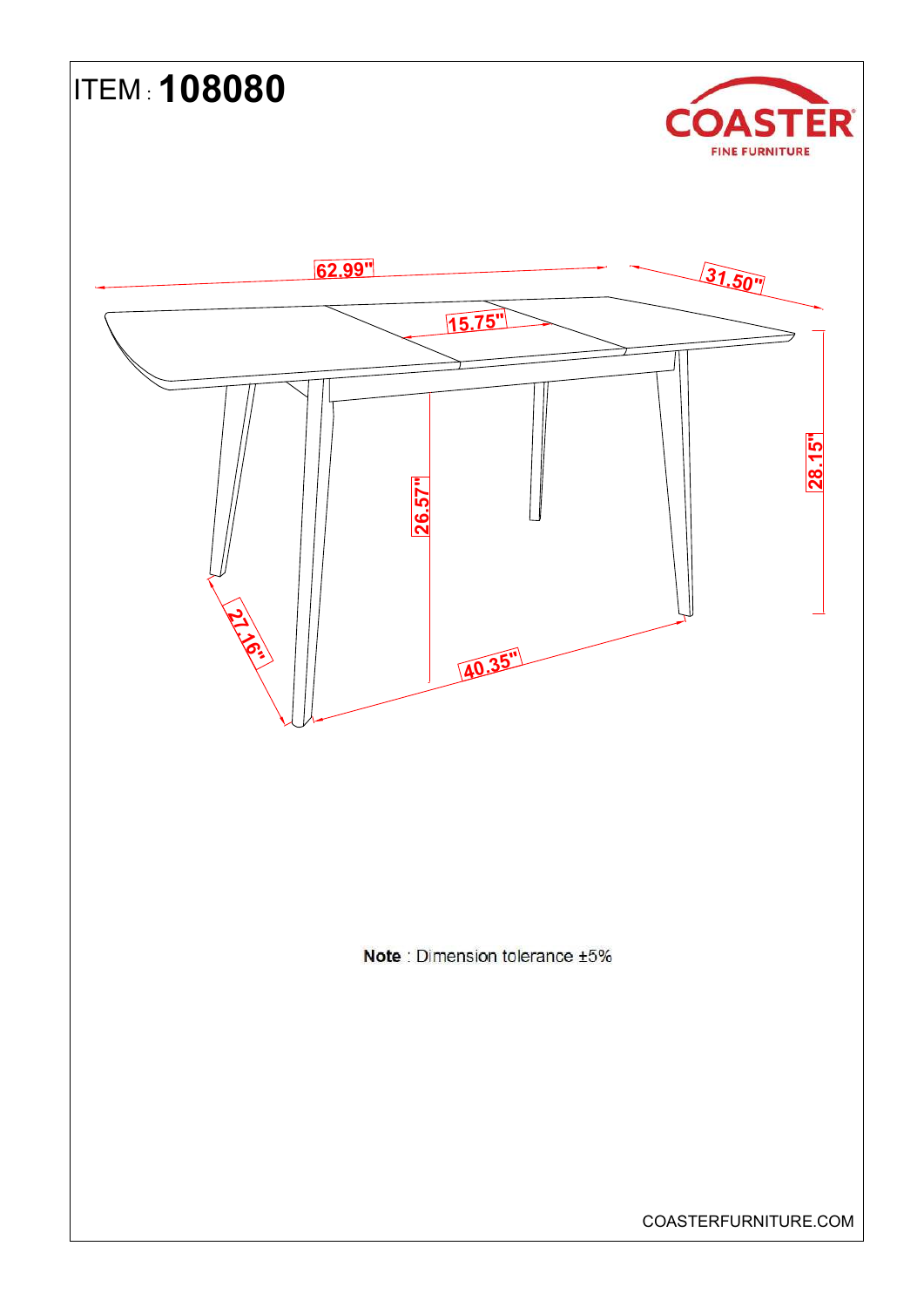# ITEM : 108080

COASTER
FINE FURNITURE

62.99"

31.50"

15.75"

28.15"

26.57"

27.16"

40.35"

**Note** : Dimension tolerance ±5%

COASTERFURNITURE.COM